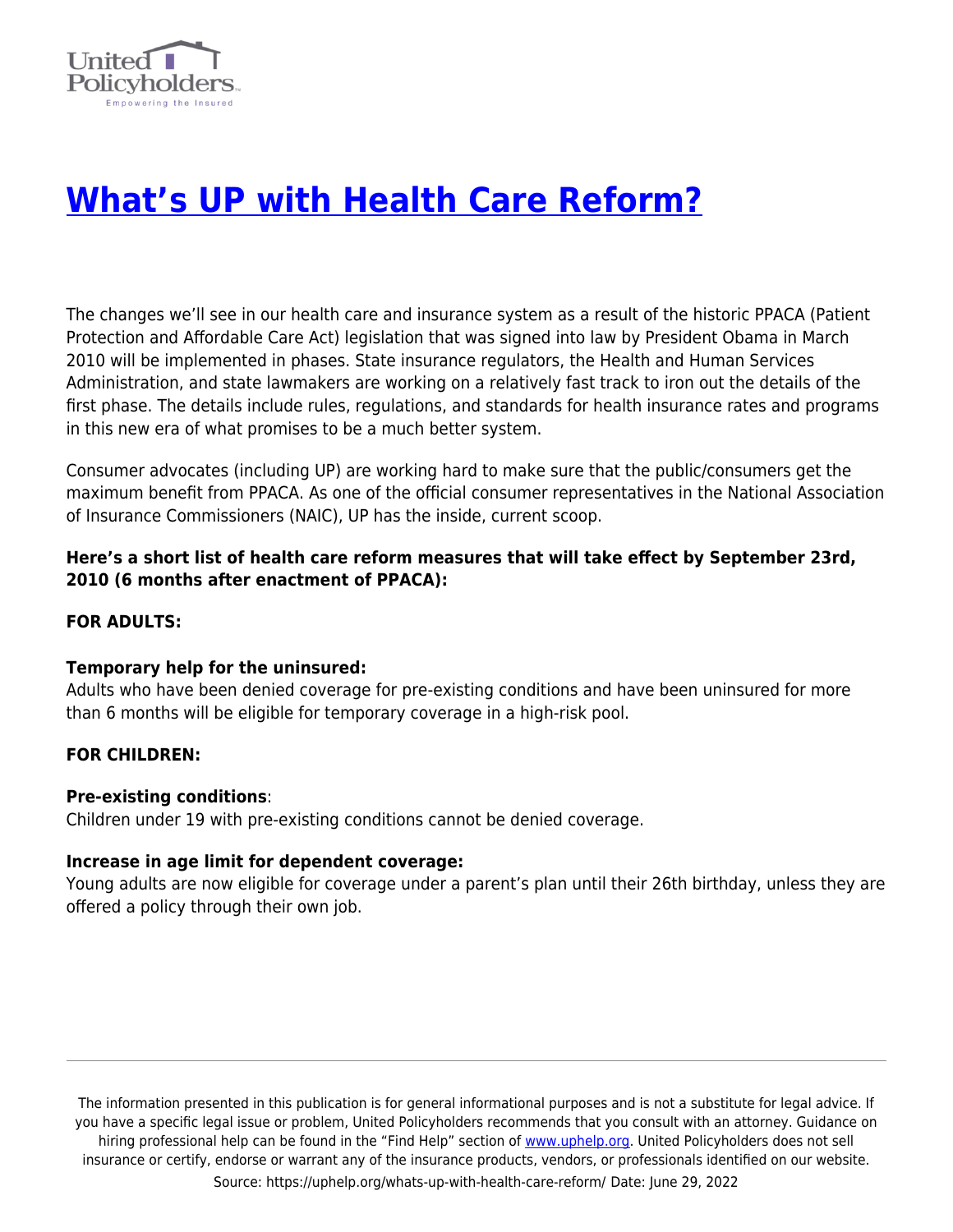# [What's UP with Health Care Reform?](https://uphelp.org/whats-up-with-health-care-reform/)

The changes we'll see in our health care and insurance system as a result of the historic PPACA (Patient Protection and Affordable Care Act) legislation that was signed into law by President Obama in March 2010 will be implemented in phases. State insurance regulators, the Health and Human Services Administration, and state lawmakers are working on a relatively fast track to iron out the details of the first phase. The details include rules, regulations, and standards for health insurance rates and programs in this new era of what promises to be a much better system.

Consumer advocates (including UP) are working hard to make sure that the public/consumers get the maximum benefit from PPACA. As one of the official consumer representatives in the National Association of Insurance Commissioners (NAIC), UP has the inside, current scoop.

**Here's a short list of health care reform measures that will take effect by September 23rd, 2010 (6 months after enactment of PPACA):**

**FOR ADULTS:**

**Temporary help for the uninsured:**
Adults who have been denied coverage for pre-existing conditions and have been uninsured for more than 6 months will be eligible for temporary coverage in a high-risk pool.

**FOR CHILDREN:**

**Pre-existing conditions**:
Children under 19 with pre-existing conditions cannot be denied coverage.

**Increase in age limit for dependent coverage:**
Young adults are now eligible for coverage under a parent's plan until their 26th birthday, unless they are offered a policy through their own job.

The information presented in this publication is for general informational purposes and is not a substitute for legal advice. If you have a specific legal issue or problem, United Policyholders recommends that you consult with an attorney. Guidance on hiring professional help can be found in the "Find Help" section of [www.uphelp.org](http://www.uphelp.org). United Policyholders does not sell insurance or certify, endorse or warrant any of the insurance products, vendors, or professionals identified on our website.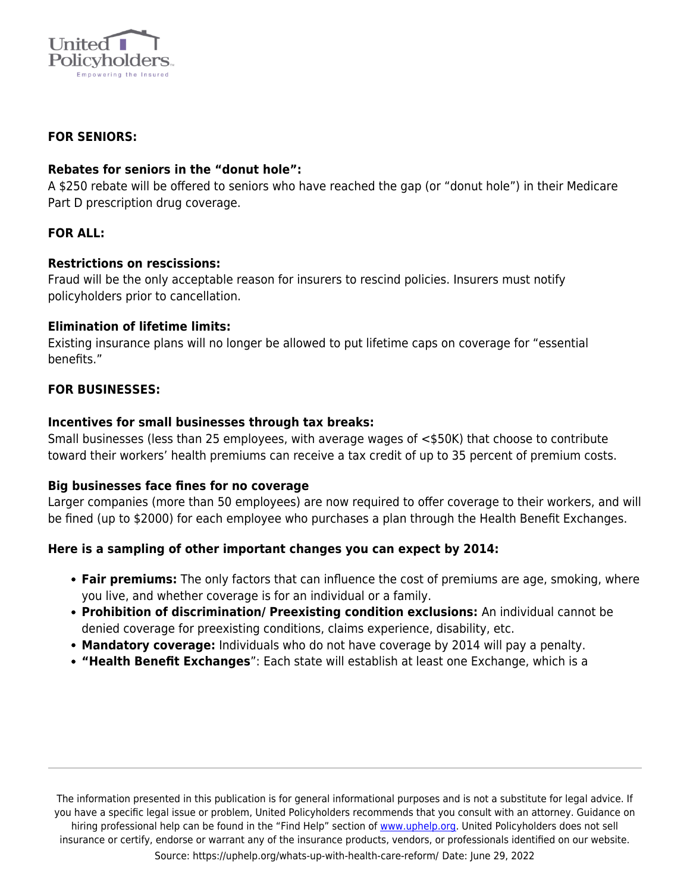**FOR SENIORS:**

**Rebates for seniors in the "donut hole":**
A $250 rebate will be offered to seniors who have reached the gap (or "donut hole") in their Medicare Part D prescription drug coverage.

**FOR ALL:**

**Restrictions on rescissions:**
Fraud will be the only acceptable reason for insurers to rescind policies. Insurers must notify policyholders prior to cancellation.

**Elimination of lifetime limits:**
Existing insurance plans will no longer be allowed to put lifetime caps on coverage for "essential benefits."

**FOR BUSINESSES:**

**Incentives for small businesses through tax breaks:**
Small businesses (less than 25 employees, with average wages of <$50K) that choose to contribute toward their workers' health premiums can receive a tax credit of up to 35 percent of premium costs.

**Big businesses face fines for no coverage**
Larger companies (more than 50 employees) are now required to offer coverage to their workers, and will be fined (up to $2000) for each employee who purchases a plan through the Health Benefit Exchanges.

**Here is a sampling of other important changes you can expect by 2014:**

- **Fair premiums:** The only factors that can influence the cost of premiums are age, smoking, where you live, and whether coverage is for an individual or a family.
- **Prohibition of discrimination/ Preexisting condition exclusions:** An individual cannot be denied coverage for preexisting conditions, claims experience, disability, etc.
- **Mandatory coverage:** Individuals who do not have coverage by 2014 will pay a penalty.
- **"Health Benefit Exchanges"**: Each state will establish at least one Exchange, which is a

The information presented in this publication is for general informational purposes and is not a substitute for legal advice. If you have a specific legal issue or problem, United Policyholders recommends that you consult with an attorney. Guidance on hiring professional help can be found in the "Find Help" section of [www.uphelp.org](http://www.uphelp.org). United Policyholders does not sell insurance or certify, endorse or warrant any of the insurance products, vendors, or professionals identified on our website.
Source: https://uphelp.org/whats-up-with-health-care-reform/ Date: June 29, 2022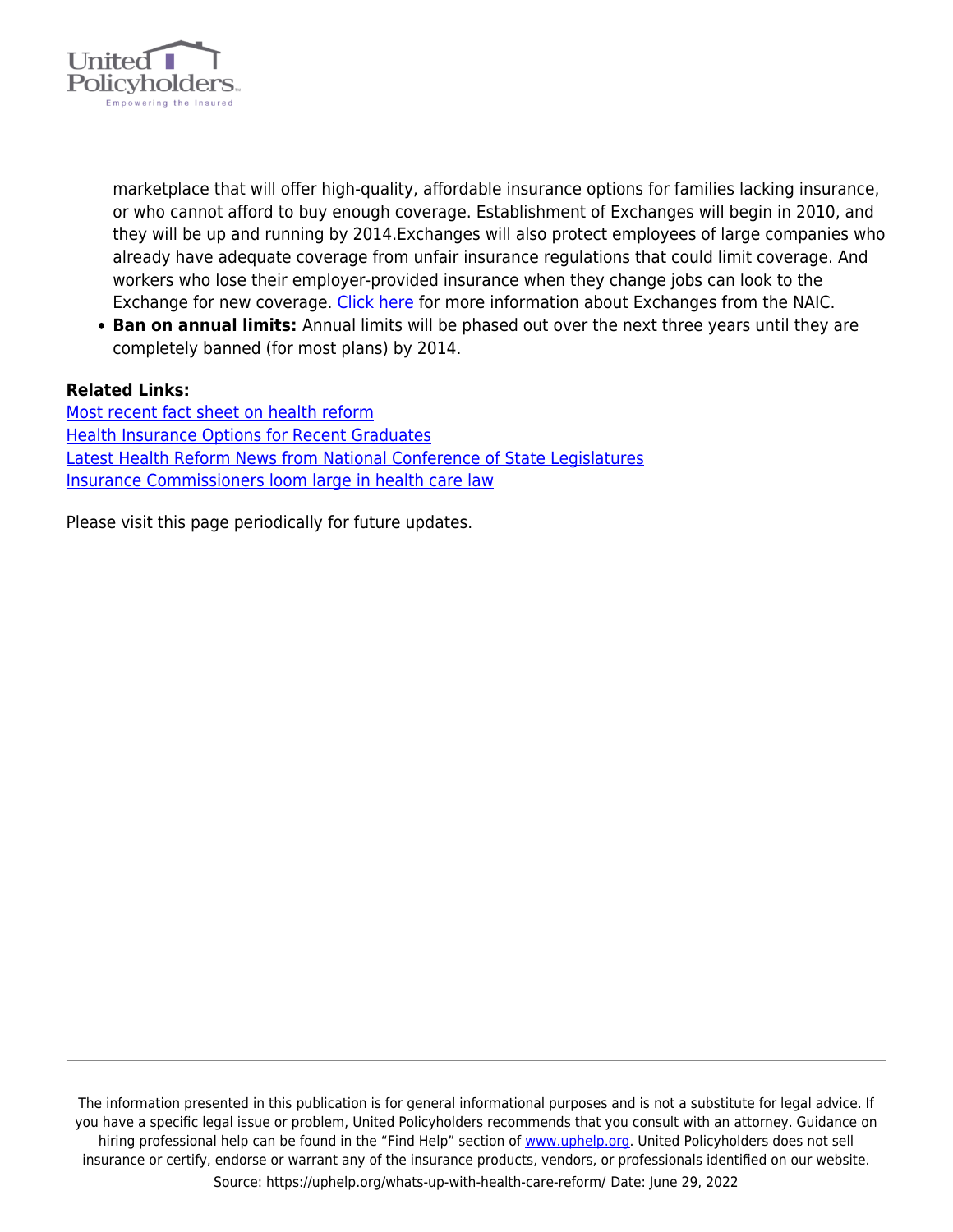marketplace that will offer high-quality, affordable insurance options for families lacking insurance, or who cannot afford to buy enough coverage. Establishment of Exchanges will begin in 2010, and they will be up and running by 2014.Exchanges will also protect employees of large companies who already have adequate coverage from unfair insurance regulations that could limit coverage. And workers who lose their employer-provided insurance when they change jobs can look to the Exchange for new coverage. Click here for more information about Exchanges from the NAIC.

- **Ban on annual limits:** Annual limits will be phased out over the next three years until they are completely banned (for most plans) by 2014.

**Related Links:**
Most recent fact sheet on health reform
Health Insurance Options for Recent Graduates
Latest Health Reform News from National Conference of State Legislatures
Insurance Commissioners loom large in health care law

Please visit this page periodically for future updates.